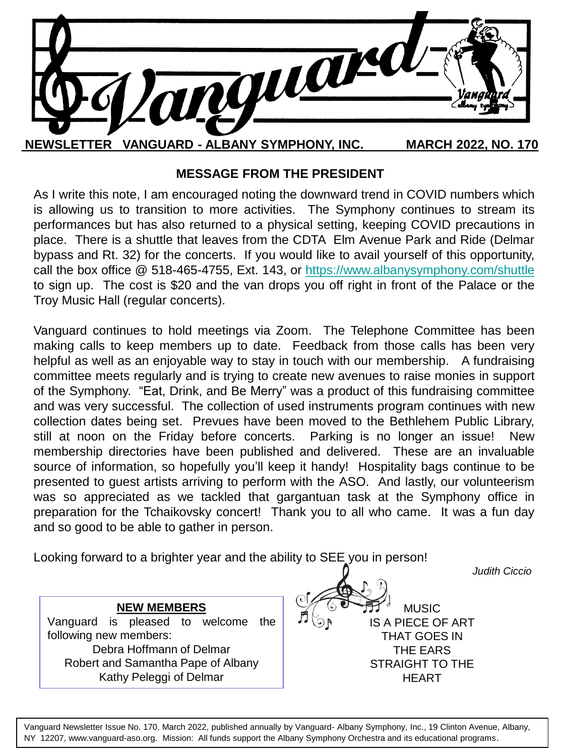# Vanguard

**NEWSLETTER VANGUARD - ALBANY SYMPHONY, INC. MARCH 2022, NO. 170**

## MESSAGE FROM THE PRESIDENT

As I write this note, I am encouraged noting the downward trend in COVID numbers which is allowing us to transition to more activities. The Symphony continues to stream its performances but has also returned to a physical setting, keeping COVID precautions in place. There is a shuttle that leaves from the CDTA Elm Avenue Park and Ride (Delmar bypass and Rt. 32) for the concerts. If you would like to avail yourself of this opportunity, call the box office @ 518-465-4755, Ext. 143, or https://www.albanysymphony.com/shuttle to sign up. The cost is $20 and the van drops you off right in front of the Palace or the Troy Music Hall (regular concerts).

Vanguard continues to hold meetings via Zoom. The Telephone Committee has been making calls to keep members up to date. Feedback from those calls has been very helpful as well as an enjoyable way to stay in touch with our membership. A fundraising committee meets regularly and is trying to create new avenues to raise monies in support of the Symphony. "Eat, Drink, and Be Merry" was a product of this fundraising committee and was very successful. The collection of used instruments program continues with new collection dates being set. Prevues have been moved to the Bethlehem Public Library, still at noon on the Friday before concerts. Parking is no longer an issue! New membership directories have been published and delivered. These are an invaluable source of information, so hopefully you'll keep it handy! Hospitality bags continue to be presented to guest artists arriving to perform with the ASO. And lastly, our volunteerism was so appreciated as we tackled that gargantuan task at the Symphony office in preparation for the Tchaikovsky concert! Thank you to all who came. It was a fun day and so good to be able to gather in person.

Looking forward to a brighter year and the ability to SEE you in person!

*Judith Ciccio*

### NEW MEMBERS

Vanguard is pleased to welcome the following new members:

Debra Hoffmann of Delmar
Robert and Samantha Pape of Albany
Kathy Peleggi of Delmar

MUSIC IS A PIECE OF ART THAT GOES IN THE EARS STRAIGHT TO THE HEART

Vanguard Newsletter Issue No. 170, March 2022, published annually by Vanguard- Albany Symphony, Inc., 19 Clinton Avenue, Albany, NY 12207, www.vanguard-aso.org. Mission: All funds support the Albany Symphony Orchestra and its educational programs.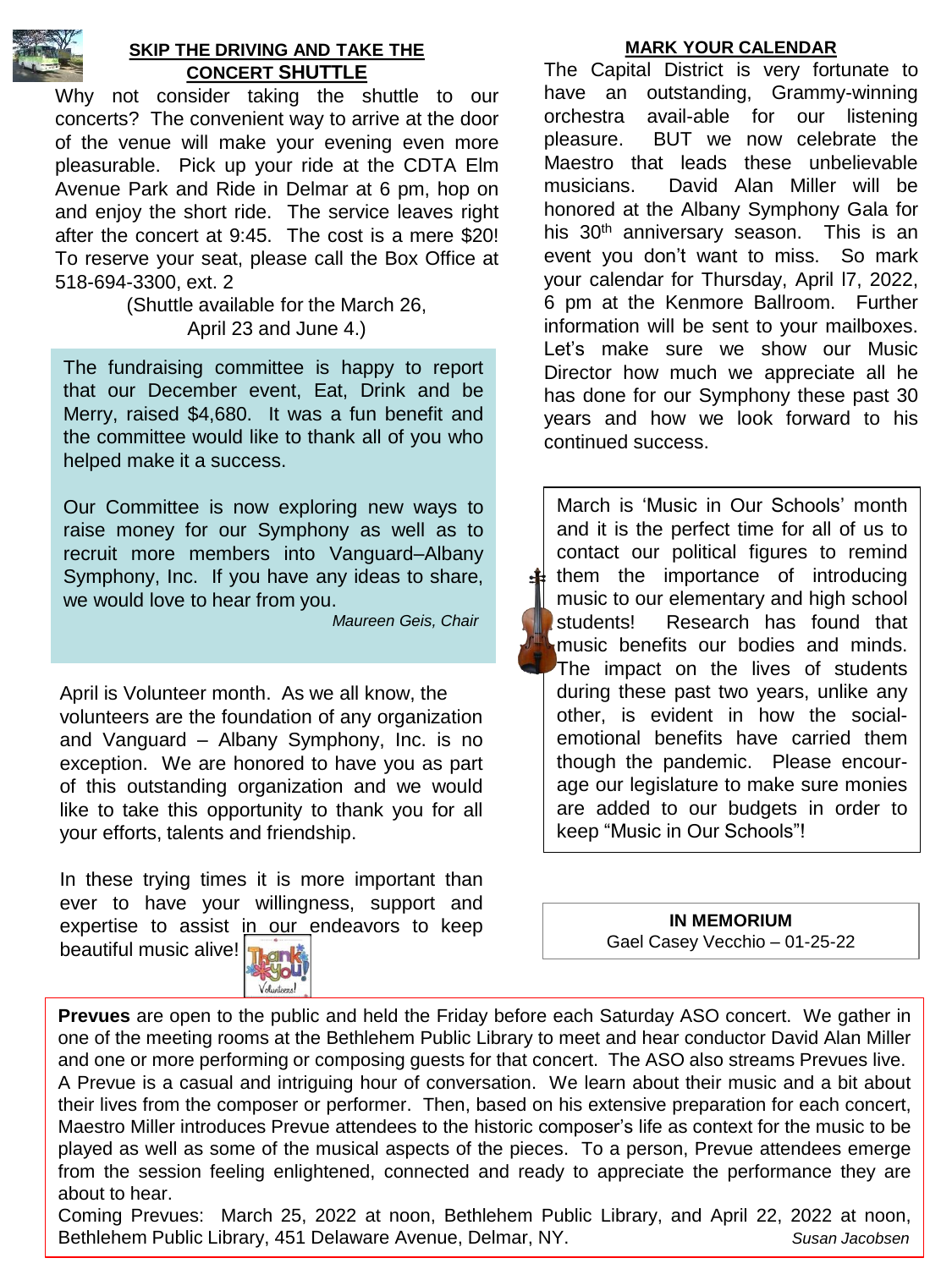## SKIP THE DRIVING AND TAKE THE CONCERT SHUTTLE

Why not consider taking the shuttle to our concerts? The convenient way to arrive at the door of the venue will make your evening even more pleasurable. Pick up your ride at the CDTA Elm Avenue Park and Ride in Delmar at 6 pm, hop on and enjoy the short ride. The service leaves right after the concert at 9:45. The cost is a mere $20! To reserve your seat, please call the Box Office at 518-694-3300, ext. 2

(Shuttle available for the March 26, April 23 and June 4.)

The fundraising committee is happy to report that our December event, Eat, Drink and be Merry, raised $4,680. It was a fun benefit and the committee would like to thank all of you who helped make it a success.

Our Committee is now exploring new ways to raise money for our Symphony as well as to recruit more members into Vanguard–Albany Symphony, Inc. If you have any ideas to share, we would love to hear from you.

*Maureen Geis, Chair*

April is Volunteer month. As we all know, the volunteers are the foundation of any organization and Vanguard – Albany Symphony, Inc. is no exception. We are honored to have you as part of this outstanding organization and we would like to take this opportunity to thank you for all your efforts, talents and friendship.

In these trying times it is more important than ever to have your willingness, support and expertise to assist in our endeavors to keep beautiful music alive!

## MARK YOUR CALENDAR

The Capital District is very fortunate to have an outstanding, Grammy-winning orchestra avail-able for our listening pleasure. BUT we now celebrate the Maestro that leads these unbelievable musicians. David Alan Miller will be honored at the Albany Symphony Gala for his 30th anniversary season. This is an event you don't want to miss. So mark your calendar for Thursday, April l7, 2022, 6 pm at the Kenmore Ballroom. Further information will be sent to your mailboxes. Let's make sure we show our Music Director how much we appreciate all he has done for our Symphony these past 30 years and how we look forward to his continued success.

March is 'Music in Our Schools' month and it is the perfect time for all of us to contact our political figures to remind them the importance of introducing music to our elementary and high school students! Research has found that music benefits our bodies and minds. The impact on the lives of students during these past two years, unlike any other, is evident in how the social-emotional benefits have carried them though the pandemic. Please encour-age our legislature to make sure monies are added to our budgets in order to keep "Music in Our Schools"!

**IN MEMORIUM**

Gael Casey Vecchio – 01-25-22

**Prevues** are open to the public and held the Friday before each Saturday ASO concert. We gather in one of the meeting rooms at the Bethlehem Public Library to meet and hear conductor David Alan Miller and one or more performing or composing guests for that concert. The ASO also streams Prevues live. A Prevue is a casual and intriguing hour of conversation. We learn about their music and a bit about their lives from the composer or performer. Then, based on his extensive preparation for each concert, Maestro Miller introduces Prevue attendees to the historic composer's life as context for the music to be played as well as some of the musical aspects of the pieces. To a person, Prevue attendees emerge from the session feeling enlightened, connected and ready to appreciate the performance they are about to hear.

Coming Prevues: March 25, 2022 at noon, Bethlehem Public Library, and April 22, 2022 at noon, Bethlehem Public Library, 451 Delaware Avenue, Delmar, NY.

*Susan Jacobsen*